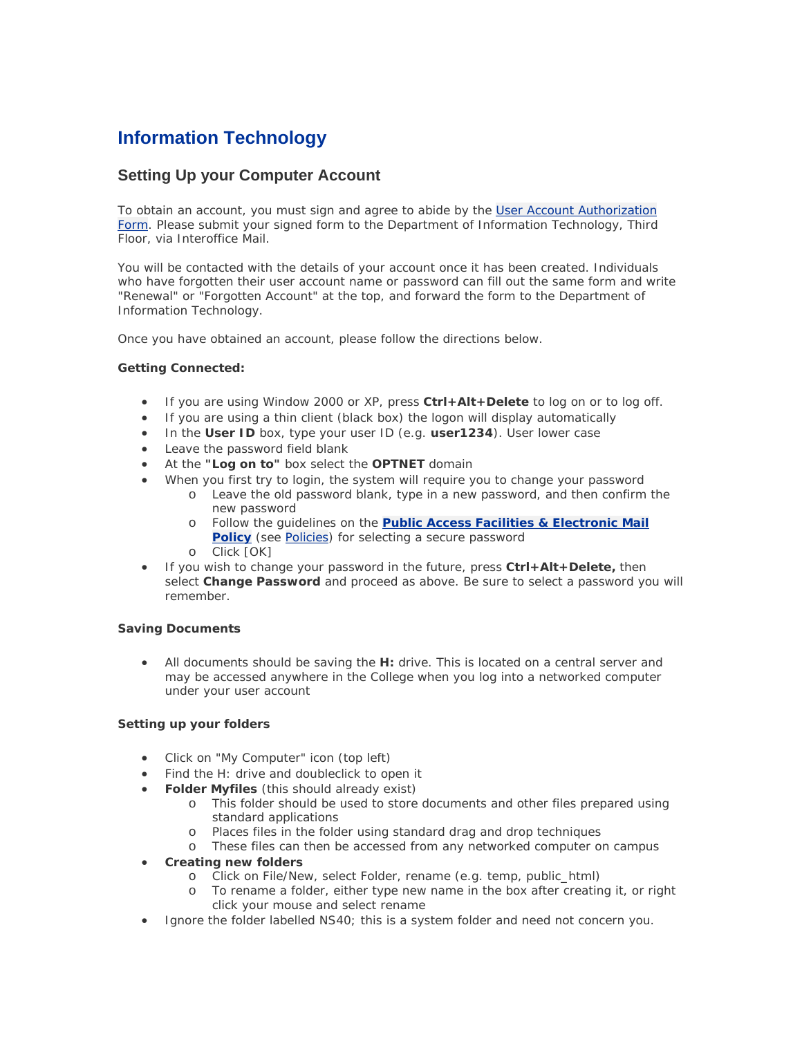# Information Technology

## Setting Up your Computer Account

To obtain an account, you must sign and agree to abide by the User Account Authorization Form. Please submit your signed form to the Department of Information Technology, Third Floor, via Interoffice Mail.

You will be contacted with the details of your account once it has been created. Individuals who have forgotten their user account name or password can fill out the same form and write "Renewal" or "Forgotten Account" at the top, and forward the form to the Department of Information Technology.

Once you have obtained an account, please follow the directions below.

**Getting Connected:**

- If you are using Window 2000 or XP, press **Ctrl+Alt+Delete** to log on or to log off.
- If you are using a thin client (black box) the logon will display automatically
- In the **User ID** box, type your user ID (e.g. **user1234**). User lower case
- Leave the password field blank
- At the **"Log on to"** box select the **OPTNET** domain
- When you first try to login, the system will require you to change your password
  - Leave the old password blank, type in a new password, and then confirm the new password
  - Follow the guidelines on the **Public Access Facilities & Electronic Mail Policy** (see Policies) for selecting a secure password
  - Click [OK]
- If you wish to change your password in the future, press **Ctrl+Alt+Delete,** then select **Change Password** and proceed as above. Be sure to select a password you will remember.

**Saving Documents**

- All documents should be saving the **H:** drive. This is located on a central server and may be accessed anywhere in the College when you log into a networked computer under your user account

**Setting up your folders**

- Click on "My Computer" icon (top left)
- Find the H: drive and doubleclick to open it
- **Folder Myfiles** (this should already exist)
  - This folder should be used to store documents and other files prepared using standard applications
  - Places files in the folder using standard drag and drop techniques
  - These files can then be accessed from any networked computer on campus
- **Creating new folders**
  - Click on File/New, select Folder, rename (e.g. temp, public_html)
  - To rename a folder, either type new name in the box after creating it, or right click your mouse and select rename
- Ignore the folder labelled NS40; this is a system folder and need not concern you.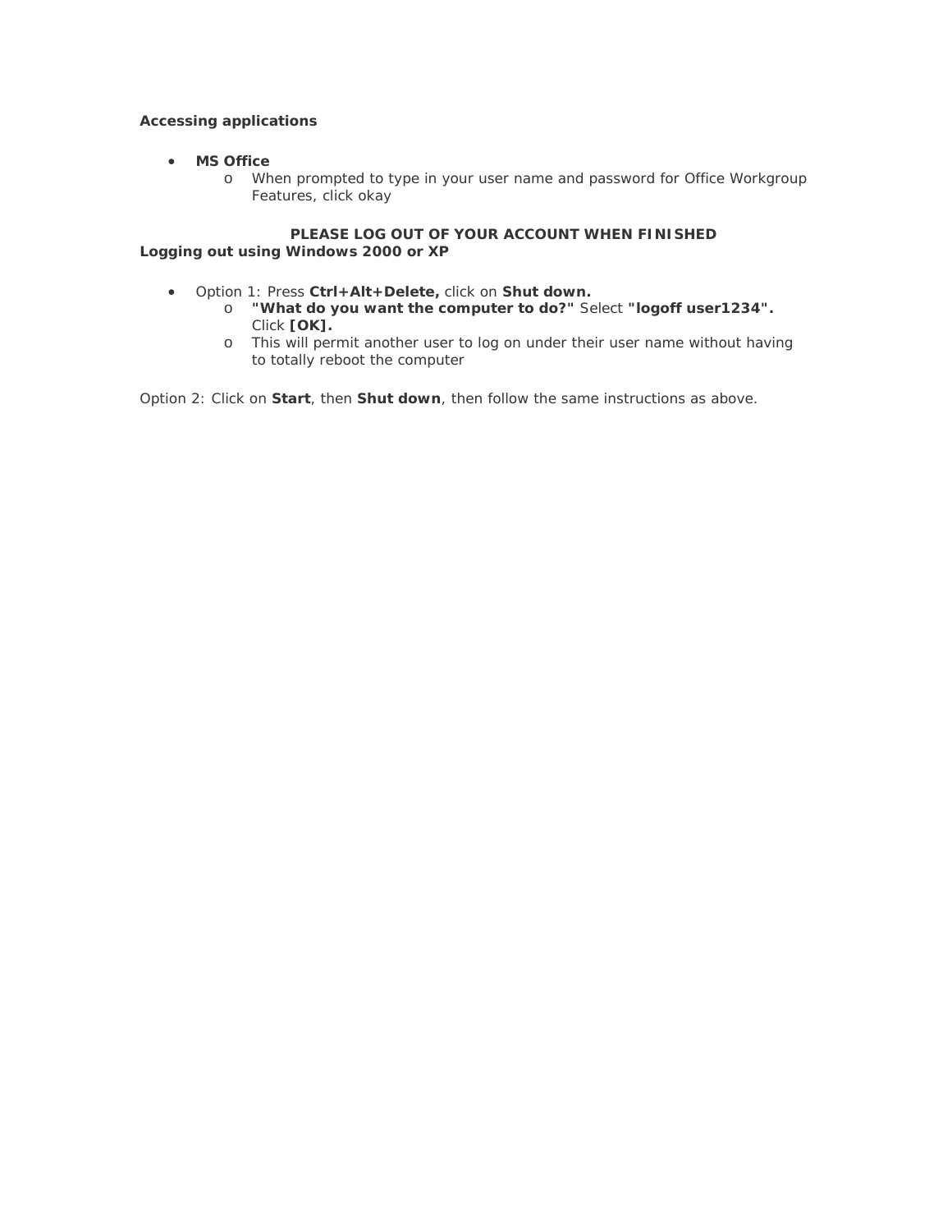**Accessing applications**

- **MS Office**
    - When prompted to type in your user name and password for Office Workgroup Features, click okay

**PLEASE LOG OUT OF YOUR ACCOUNT WHEN FINISHED**

**Logging out using Windows 2000 or XP**

- Option 1: Press **Ctrl+Alt+Delete,** click on **Shut down.**
    - **"What do you want the computer to do?"** Select **"logoff user1234".** Click **[OK].**
    - This will permit another user to log on under their user name without having to totally reboot the computer

Option 2: Click on **Start**, then **Shut down**, then follow the same instructions as above.